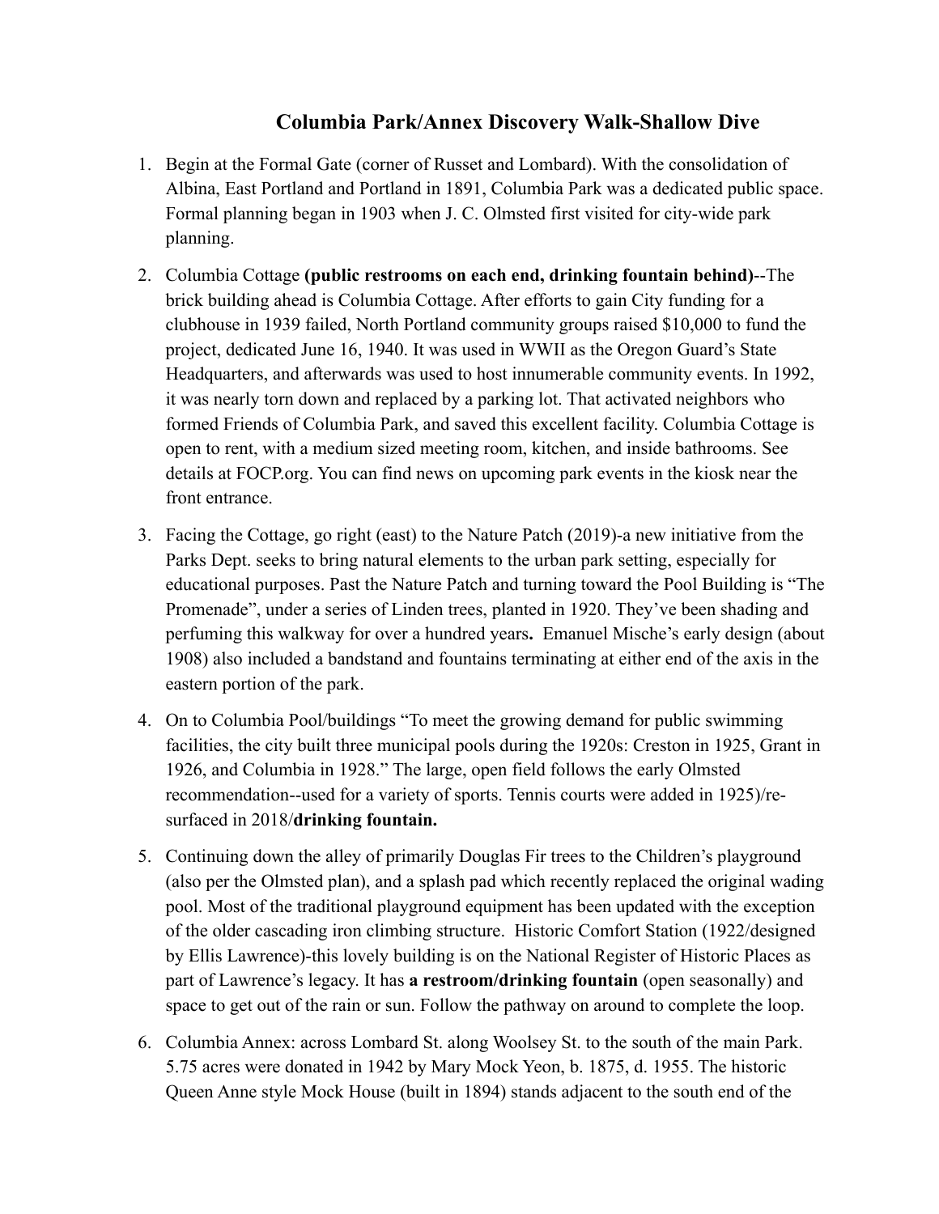# Columbia Park/Annex Discovery Walk-Shallow Dive

1. Begin at the Formal Gate (corner of Russet and Lombard). With the consolidation of Albina, East Portland and Portland in 1891, Columbia Park was a dedicated public space. Formal planning began in 1903 when J. C. Olmsted first visited for city-wide park planning.
2. Columbia Cottage **(public restrooms on each end, drinking fountain behind)**--The brick building ahead is Columbia Cottage. After efforts to gain City funding for a clubhouse in 1939 failed, North Portland community groups raised $10,000 to fund the project, dedicated June 16, 1940. It was used in WWII as the Oregon Guard's State Headquarters, and afterwards was used to host innumerable community events. In 1992, it was nearly torn down and replaced by a parking lot. That activated neighbors who formed Friends of Columbia Park, and saved this excellent facility. Columbia Cottage is open to rent, with a medium sized meeting room, kitchen, and inside bathrooms. See details at FOCP.org. You can find news on upcoming park events in the kiosk near the front entrance.
3. Facing the Cottage, go right (east) to the Nature Patch (2019)-a new initiative from the Parks Dept. seeks to bring natural elements to the urban park setting, especially for educational purposes. Past the Nature Patch and turning toward the Pool Building is "The Promenade", under a series of Linden trees, planted in 1920. They've been shading and perfuming this walkway for over a hundred years**.** Emanuel Mische's early design (about 1908) also included a bandstand and fountains terminating at either end of the axis in the eastern portion of the park.
4. On to Columbia Pool/buildings "To meet the growing demand for public swimming facilities, the city built three municipal pools during the 1920s: Creston in 1925, Grant in 1926, and Columbia in 1928." The large, open field follows the early Olmsted recommendation--used for a variety of sports. Tennis courts were added in 1925)/re-surfaced in 2018/**drinking fountain.**
5. Continuing down the alley of primarily Douglas Fir trees to the Children's playground (also per the Olmsted plan), and a splash pad which recently replaced the original wading pool. Most of the traditional playground equipment has been updated with the exception of the older cascading iron climbing structure. Historic Comfort Station (1922/designed by Ellis Lawrence)-this lovely building is on the National Register of Historic Places as part of Lawrence's legacy. It has **a restroom/drinking fountain** (open seasonally) and space to get out of the rain or sun. Follow the pathway on around to complete the loop.
6. Columbia Annex: across Lombard St. along Woolsey St. to the south of the main Park. 5.75 acres were donated in 1942 by Mary Mock Yeon, b. 1875, d. 1955. The historic Queen Anne style Mock House (built in 1894) stands adjacent to the south end of the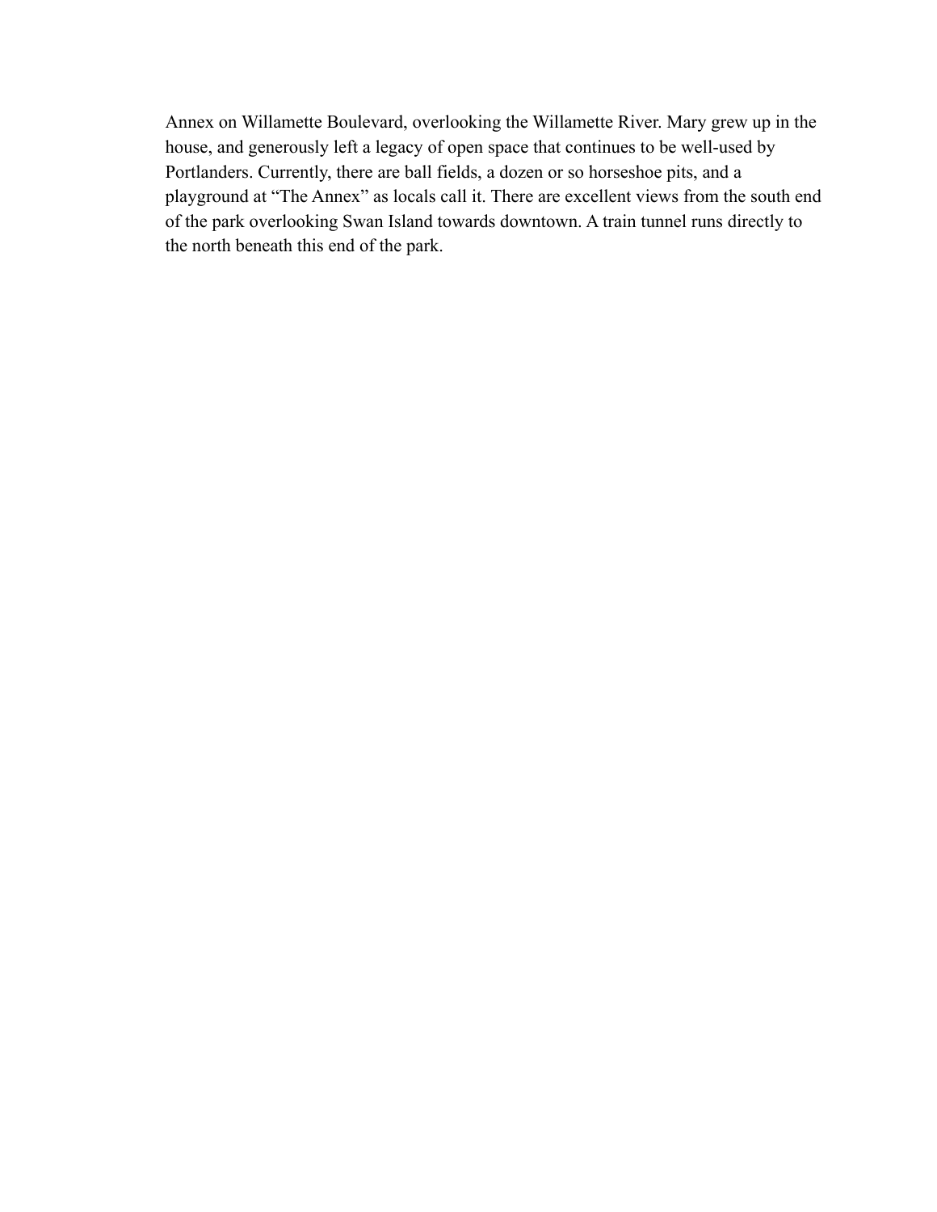Annex on Willamette Boulevard, overlooking the Willamette River. Mary grew up in the house, and generously left a legacy of open space that continues to be well-used by Portlanders. Currently, there are ball fields, a dozen or so horseshoe pits, and a playground at "The Annex" as locals call it. There are excellent views from the south end of the park overlooking Swan Island towards downtown. A train tunnel runs directly to the north beneath this end of the park.